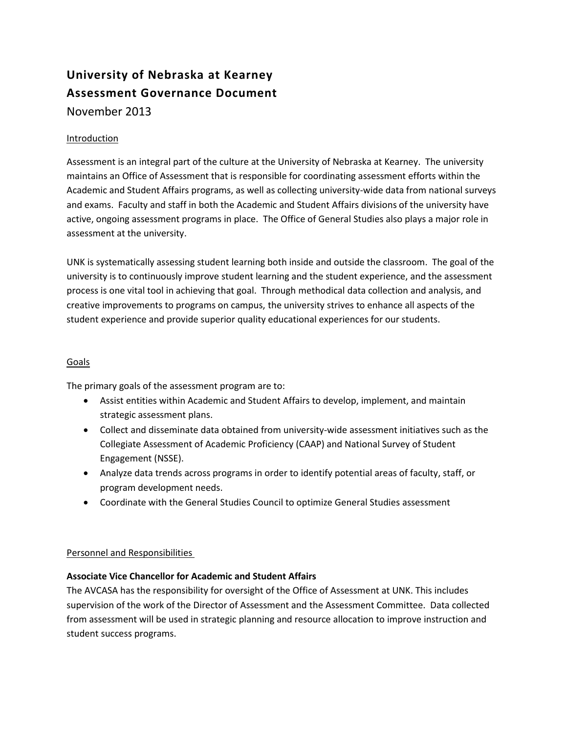# University of Nebraska at Kearney
# Assessment Governance Document

November 2013

## Introduction

Assessment is an integral part of the culture at the University of Nebraska at Kearney. The university maintains an Office of Assessment that is responsible for coordinating assessment efforts within the Academic and Student Affairs programs, as well as collecting university-wide data from national surveys and exams. Faculty and staff in both the Academic and Student Affairs divisions of the university have active, ongoing assessment programs in place. The Office of General Studies also plays a major role in assessment at the university.

UNK is systematically assessing student learning both inside and outside the classroom. The goal of the university is to continuously improve student learning and the student experience, and the assessment process is one vital tool in achieving that goal. Through methodical data collection and analysis, and creative improvements to programs on campus, the university strives to enhance all aspects of the student experience and provide superior quality educational experiences for our students.

## Goals

The primary goals of the assessment program are to:

- Assist entities within Academic and Student Affairs to develop, implement, and maintain strategic assessment plans.
- Collect and disseminate data obtained from university-wide assessment initiatives such as the Collegiate Assessment of Academic Proficiency (CAAP) and National Survey of Student Engagement (NSSE).
- Analyze data trends across programs in order to identify potential areas of faculty, staff, or program development needs.
- Coordinate with the General Studies Council to optimize General Studies assessment

## Personnel and Responsibilities

### Associate Vice Chancellor for Academic and Student Affairs

The AVCASA has the responsibility for oversight of the Office of Assessment at UNK. This includes supervision of the work of the Director of Assessment and the Assessment Committee. Data collected from assessment will be used in strategic planning and resource allocation to improve instruction and student success programs.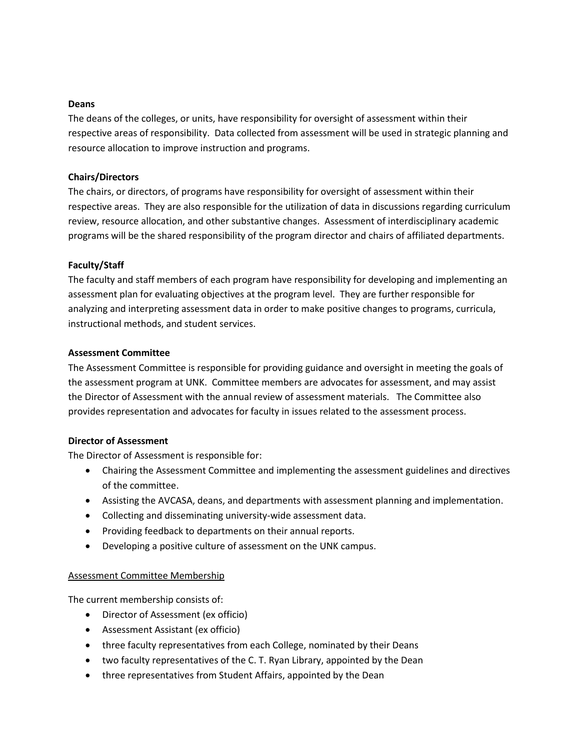**Deans**

The deans of the colleges, or units, have responsibility for oversight of assessment within their respective areas of responsibility. Data collected from assessment will be used in strategic planning and resource allocation to improve instruction and programs.

**Chairs/Directors**

The chairs, or directors, of programs have responsibility for oversight of assessment within their respective areas. They are also responsible for the utilization of data in discussions regarding curriculum review, resource allocation, and other substantive changes. Assessment of interdisciplinary academic programs will be the shared responsibility of the program director and chairs of affiliated departments.

**Faculty/Staff**

The faculty and staff members of each program have responsibility for developing and implementing an assessment plan for evaluating objectives at the program level. They are further responsible for analyzing and interpreting assessment data in order to make positive changes to programs, curricula, instructional methods, and student services.

**Assessment Committee**

The Assessment Committee is responsible for providing guidance and oversight in meeting the goals of the assessment program at UNK. Committee members are advocates for assessment, and may assist the Director of Assessment with the annual review of assessment materials. The Committee also provides representation and advocates for faculty in issues related to the assessment process.

**Director of Assessment**

The Director of Assessment is responsible for:

- Chairing the Assessment Committee and implementing the assessment guidelines and directives of the committee.
- Assisting the AVCASA, deans, and departments with assessment planning and implementation.
- Collecting and disseminating university-wide assessment data.
- Providing feedback to departments on their annual reports.
- Developing a positive culture of assessment on the UNK campus.

<u>Assessment Committee Membership</u>

The current membership consists of:

- Director of Assessment (ex officio)
- Assessment Assistant (ex officio)
- three faculty representatives from each College, nominated by their Deans
- two faculty representatives of the C. T. Ryan Library, appointed by the Dean
- three representatives from Student Affairs, appointed by the Dean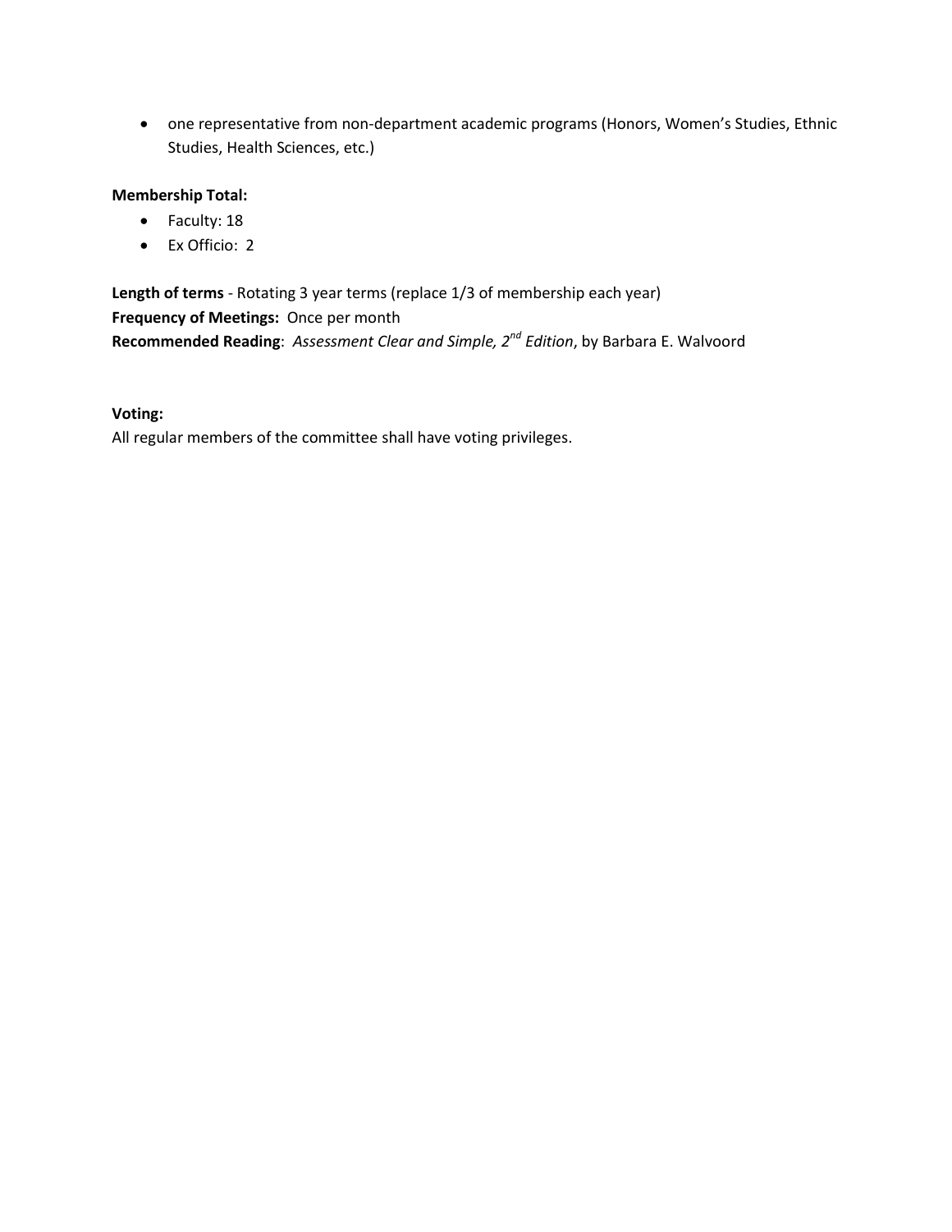- one representative from non-department academic programs (Honors, Women's Studies, Ethnic Studies, Health Sciences, etc.)

**Membership Total:**

- Faculty: 18
- Ex Officio: 2

**Length of terms** - Rotating 3 year terms (replace 1/3 of membership each year)
**Frequency of Meetings:** Once per month
**Recommended Reading**: *Assessment Clear and Simple, 2nd Edition*, by Barbara E. Walvoord

**Voting:**
All regular members of the committee shall have voting privileges.